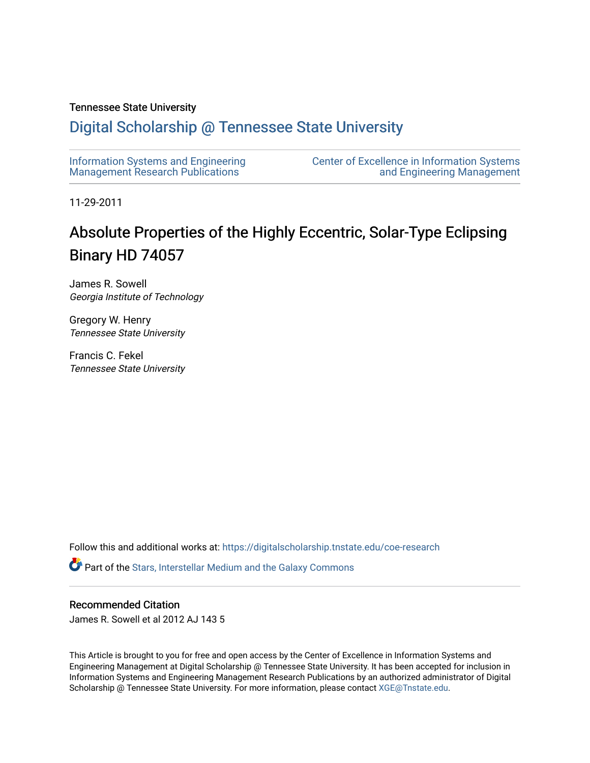Tennessee State University

# Digital Scholarship @ Tennessee State University

Information Systems and Engineering Management Research Publications

Center of Excellence in Information Systems and Engineering Management

11-29-2011

## Absolute Properties of the Highly Eccentric, Solar-Type Eclipsing Binary HD 74057

James R. Sowell
*Georgia Institute of Technology*

Gregory W. Henry
*Tennessee State University*

Francis C. Fekel
*Tennessee State University*

Follow this and additional works at: https://digitalscholarship.tnstate.edu/coe-research

Part of the Stars, Interstellar Medium and the Galaxy Commons

### Recommended Citation

James R. Sowell et al 2012 AJ 143 5

This Article is brought to you for free and open access by the Center of Excellence in Information Systems and Engineering Management at Digital Scholarship @ Tennessee State University. It has been accepted for inclusion in Information Systems and Engineering Management Research Publications by an authorized administrator of Digital Scholarship @ Tennessee State University. For more information, please contact XGE@Tnstate.edu.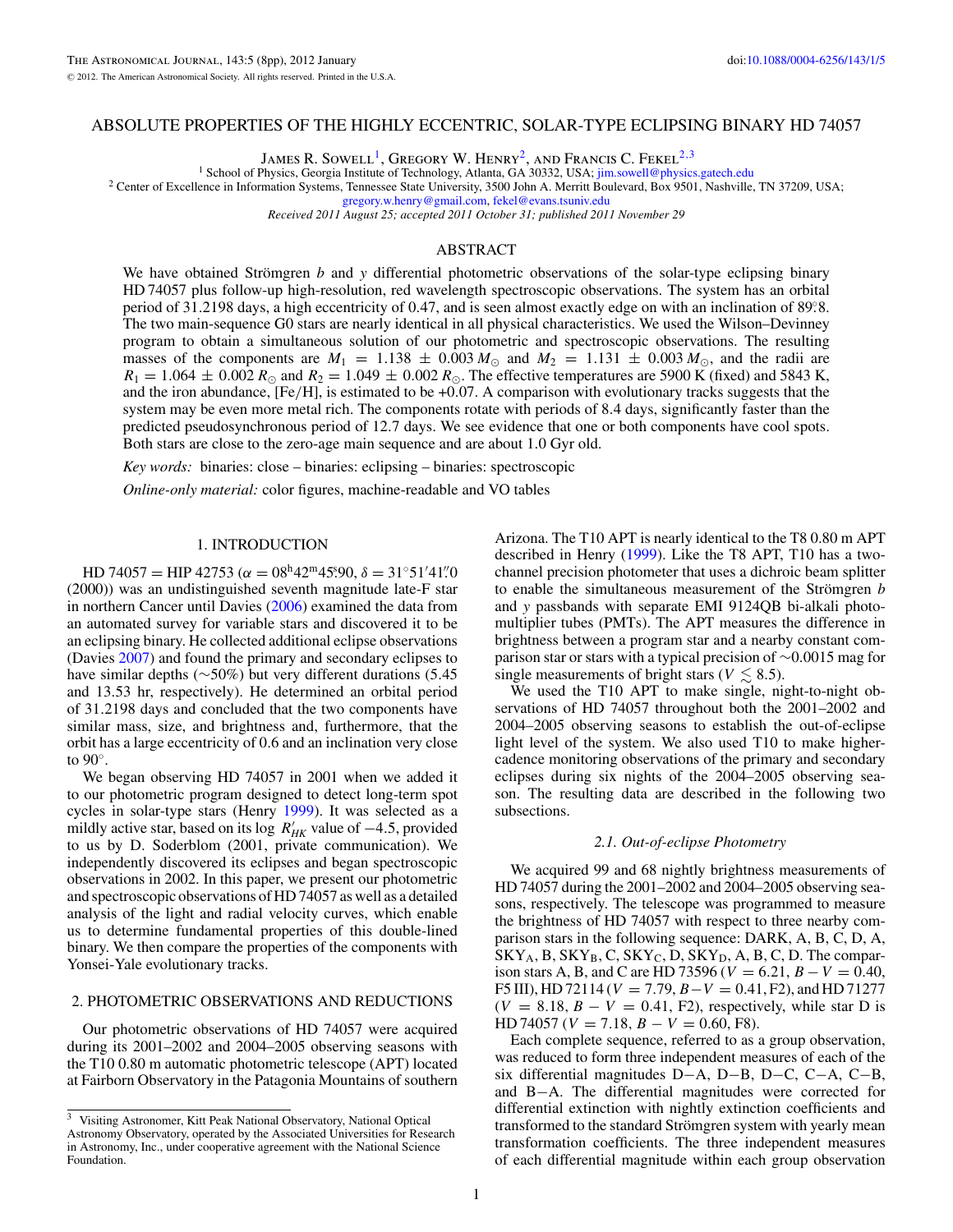# ABSOLUTE PROPERTIES OF THE HIGHLY ECCENTRIC, SOLAR-TYPE ECLIPSING BINARY HD 74057

James R. Sowell[1], Gregory W. Henry[2], and Francis C. Fekel[2,3]

[1] School of Physics, Georgia Institute of Technology, Atlanta, GA 30332, USA; jim.sowell@physics.gatech.edu

[2] Center of Excellence in Information Systems, Tennessee State University, 3500 John A. Merritt Boulevard, Box 9501, Nashville, TN 37209, USA; gregory.w.henry@gmail.com, fekel@evans.tsuniv.edu

*Received 2011 August 25; accepted 2011 October 31; published 2011 November 29*

## ABSTRACT

We have obtained Strömgren $b$ and $y$ differential photometric observations of the solar-type eclipsing binary HD 74057 plus follow-up high-resolution, red wavelength spectroscopic observations. The system has an orbital period of 31.2198 days, a high eccentricity of 0.47, and is seen almost exactly edge on with an inclination of 89°.8. The two main-sequence G0 stars are nearly identical in all physical characteristics. We used the Wilson–Devinney program to obtain a simultaneous solution of our photometric and spectroscopic observations. The resulting masses of the components are $M_1 = 1.138 \pm 0.003\, M_\odot$ and $M_2 = 1.131 \pm 0.003\, M_\odot$, and the radii are $R_1 = 1.064 \pm 0.002\, R_\odot$ and $R_2 = 1.049 \pm 0.002\, R_\odot$. The effective temperatures are 5900 K (fixed) and 5843 K, and the iron abundance, [Fe/H], is estimated to be +0.07. A comparison with evolutionary tracks suggests that the system may be even more metal rich. The components rotate with periods of 8.4 days, significantly faster than the predicted pseudosynchronous period of 12.7 days. We see evidence that one or both components have cool spots. Both stars are close to the zero-age main sequence and are about 1.0 Gyr old.

*Key words:* binaries: close – binaries: eclipsing – binaries: spectroscopic

*Online-only material:* color figures, machine-readable and VO tables

## 1. INTRODUCTION

HD 74057 = HIP 42753 ($\alpha = 08^h42^m45^s.90$, $\delta = 31°51'41''.0$ (2000)) was an undistinguished seventh magnitude late-F star in northern Cancer until Davies (2006) examined the data from an automated survey for variable stars and discovered it to be an eclipsing binary. He collected additional eclipse observations (Davies 2007) and found the primary and secondary eclipses to have similar depths (~50%) but very different durations (5.45 and 13.53 hr, respectively). He determined an orbital period of 31.2198 days and concluded that the two components have similar mass, size, and brightness and, furthermore, that the orbit has a large eccentricity of 0.6 and an inclination very close to 90°.

We began observing HD 74057 in 2001 when we added it to our photometric program designed to detect long-term spot cycles in solar-type stars (Henry 1999). It was selected as a mildly active star, based on its log $R'_{HK}$ value of −4.5, provided to us by D. Soderblom (2001, private communication). We independently discovered its eclipses and began spectroscopic observations in 2002. In this paper, we present our photometric and spectroscopic observations of HD 74057 as well as a detailed analysis of the light and radial velocity curves, which enable us to determine fundamental properties of this double-lined binary. We then compare the properties of the components with Yonsei-Yale evolutionary tracks.

## 2. PHOTOMETRIC OBSERVATIONS AND REDUCTIONS

Our photometric observations of HD 74057 were acquired during its 2001–2002 and 2004–2005 observing seasons with the T10 0.80 m automatic photometric telescope (APT) located at Fairborn Observatory in the Patagonia Mountains of southern Arizona. The T10 APT is nearly identical to the T8 0.80 m APT described in Henry (1999). Like the T8 APT, T10 has a two-channel precision photometer that uses a dichroic beam splitter to enable the simultaneous measurement of the Strömgren $b$ and $y$ passbands with separate EMI 9124QB bi-alkali photomultiplier tubes (PMTs). The APT measures the difference in brightness between a program star and a nearby constant comparison star or stars with a typical precision of ~0.0015 mag for single measurements of bright stars ($V \lesssim 8.5$).

We used the T10 APT to make single, night-to-night observations of HD 74057 throughout both the 2001–2002 and 2004–2005 observing seasons to establish the out-of-eclipse light level of the system. We also used T10 to make higher-cadence monitoring observations of the primary and secondary eclipses during six nights of the 2004–2005 observing season. The resulting data are described in the following two subsections.

### 2.1. Out-of-eclipse Photometry

We acquired 99 and 68 nightly brightness measurements of HD 74057 during the 2001–2002 and 2004–2005 observing seasons, respectively. The telescope was programmed to measure the brightness of HD 74057 with respect to three nearby comparison stars in the following sequence: DARK, A, B, C, D, A, $SKY_A$, B, $SKY_B$, C, $SKY_C$, D, $SKY_D$, A, B, C, D. The comparison stars A, B, and C are HD 73596 ($V = 6.21$, $B - V = 0.40$, F5 III), HD 72114 ($V = 7.79$, $B - V = 0.41$, F2), and HD 71277 ($V = 8.18$, $B - V = 0.41$, F2), respectively, while star D is HD 74057 ($V = 7.18$, $B - V = 0.60$, F8).

Each complete sequence, referred to as a group observation, was reduced to form three independent measures of each of the six differential magnitudes D−A, D−B, D−C, C−A, C−B, and B−A. The differential magnitudes were corrected for differential extinction with nightly extinction coefficients and transformed to the standard Strömgren system with yearly mean transformation coefficients. The three independent measures of each differential magnitude within each group observation

[3] Visiting Astronomer, Kitt Peak National Observatory, National Optical Astronomy Observatory, operated by the Associated Universities for Research in Astronomy, Inc., under cooperative agreement with the National Science Foundation.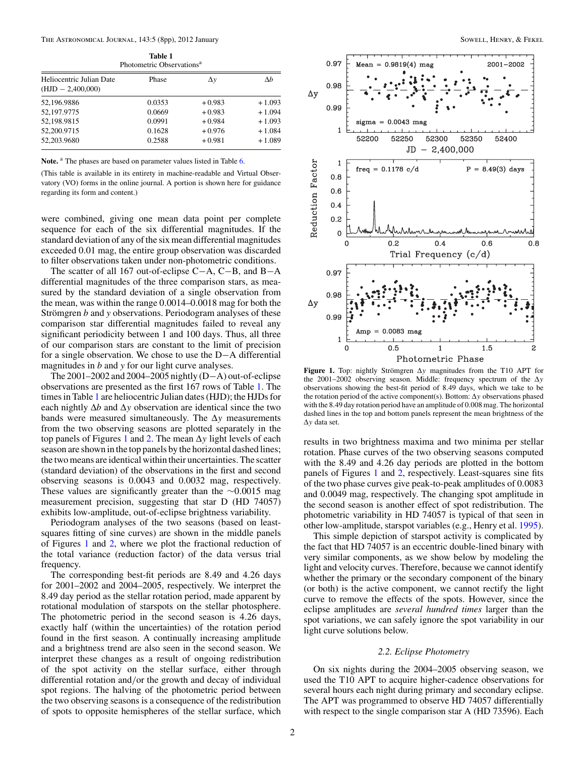**Table 1**
Photometric Observations[a]

| Heliocentric Julian Date (HJD − 2,400,000) | Phase | $\Delta y$ | $\Delta b$ |
|---|---|---|---|
| 52,196.9886 | 0.0353 | +0.983 | +1.093 |
| 52,197.9775 | 0.0669 | +0.983 | +1.094 |
| 52,198.9815 | 0.0991 | +0.984 | +1.093 |
| 52,200.9715 | 0.1628 | +0.976 | +1.084 |
| 52,203.9680 | 0.2588 | +0.981 | +1.089 |

**Note.** [a] The phases are based on parameter values listed in Table 6.

(This table is available in its entirety in machine-readable and Virtual Observatory (VO) forms in the online journal. A portion is shown here for guidance regarding its form and content.)

were combined, giving one mean data point per complete sequence for each of the six differential magnitudes. If the standard deviation of any of the six mean differential magnitudes exceeded 0.01 mag, the entire group observation was discarded to filter observations taken under non-photometric conditions.

The scatter of all 167 out-of-eclipse C−A, C−B, and B−A differential magnitudes of the three comparison stars, as measured by the standard deviation of a single observation from the mean, was within the range 0.0014–0.0018 mag for both the Strömgren $b$ and $y$ observations. Periodogram analyses of these comparison star differential magnitudes failed to reveal any significant periodicity between 1 and 100 days. Thus, all three of our comparison stars are constant to the limit of precision for a single observation. We chose to use the D−A differential magnitudes in $b$ and $y$ for our light curve analyses.

The 2001–2002 and 2004–2005 nightly (D−A) out-of-eclipse observations are presented as the first 167 rows of Table 1. The times in Table 1 are heliocentric Julian dates (HJD); the HJDs for each nightly $\Delta b$ and $\Delta y$ observation are identical since the two bands were measured simultaneously. The $\Delta y$ measurements from the two observing seasons are plotted separately in the top panels of Figures 1 and 2. The mean $\Delta y$ light levels of each season are shown in the top panels by the horizontal dashed lines; the two means are identical within their uncertainties. The scatter (standard deviation) of the observations in the first and second observing seasons is 0.0043 and 0.0032 mag, respectively. These values are significantly greater than the ∼0.0015 mag measurement precision, suggesting that star D (HD 74057) exhibits low-amplitude, out-of-eclipse brightness variability.

Periodogram analyses of the two seasons (based on least-squares fitting of sine curves) are shown in the middle panels of Figures 1 and 2, where we plot the fractional reduction of the total variance (reduction factor) of the data versus trial frequency.

The corresponding best-fit periods are 8.49 and 4.26 days for 2001–2002 and 2004–2005, respectively. We interpret the 8.49 day period as the stellar rotation period, made apparent by rotational modulation of starspots on the stellar photosphere. The photometric period in the second season is 4.26 days, exactly half (within the uncertainties) of the rotation period found in the first season. A continually increasing amplitude and a brightness trend are also seen in the second season. We interpret these changes as a result of ongoing redistribution of the spot activity on the stellar surface, either through differential rotation and/or the growth and decay of individual spot regions. The halving of the photometric period between the two observing seasons is a consequence of the redistribution of spots to opposite hemispheres of the stellar surface, which

**Figure 1.** Top: nightly Strömgren $\Delta y$ magnitudes from the T10 APT for the 2001–2002 observing season. Middle: frequency spectrum of the $\Delta y$ observations showing the best-fit period of 8.49 days, which we take to be the rotation period of the active component(s). Bottom: $\Delta y$ observations phased with the 8.49 day rotation period have an amplitude of 0.008 mag. The horizontal dashed lines in the top and bottom panels represent the mean brightness of the $\Delta y$ data set.

results in two brightness maxima and two minima per stellar rotation. Phase curves of the two observing seasons computed with the 8.49 and 4.26 day periods are plotted in the bottom panels of Figures 1 and 2, respectively. Least-squares sine fits of the two phase curves give peak-to-peak amplitudes of 0.0083 and 0.0049 mag, respectively. The changing spot amplitude in the second season is another effect of spot redistribution. The photometric variability in HD 74057 is typical of that seen in other low-amplitude, starspot variables (e.g., Henry et al. 1995).

This simple depiction of starspot activity is complicated by the fact that HD 74057 is an eccentric double-lined binary with very similar components, as we show below by modeling the light and velocity curves. Therefore, because we cannot identify whether the primary or the secondary component of the binary (or both) is the active component, we cannot rectify the light curve to remove the effects of the spots. However, since the eclipse amplitudes are *several hundred times* larger than the spot variations, we can safely ignore the spot variability in our light curve solutions below.

### 2.2. Eclipse Photometry

On six nights during the 2004–2005 observing season, we used the T10 APT to acquire higher-cadence observations for several hours each night during primary and secondary eclipse. The APT was programmed to observe HD 74057 differentially with respect to the single comparison star A (HD 73596). Each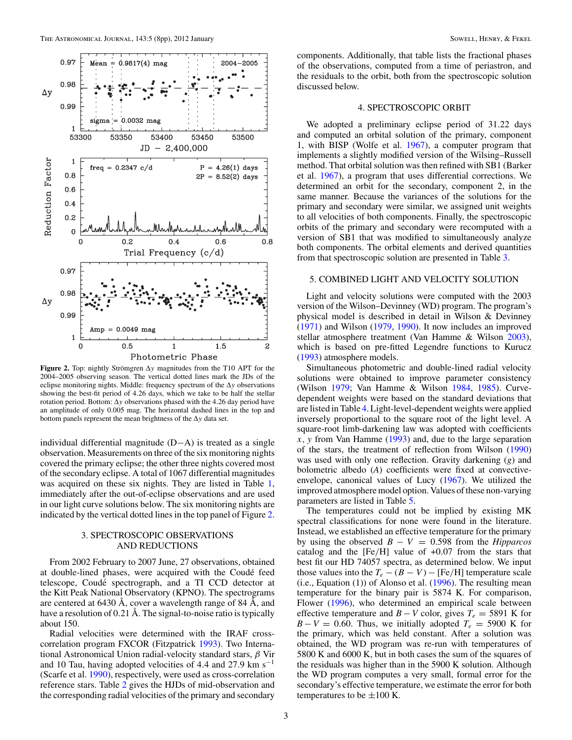**Figure 2.** Top: nightly Strömgren $\Delta y$ magnitudes from the T10 APT for the 2004–2005 observing season. The vertical dotted lines mark the JDs of the eclipse monitoring nights. Middle: frequency spectrum of the $\Delta y$ observations showing the best-fit period of 4.26 days, which we take to be half the stellar rotation period. Bottom: $\Delta y$ observations phased with the 4.26 day period have an amplitude of only 0.005 mag. The horizontal dashed lines in the top and bottom panels represent the mean brightness of the $\Delta y$ data set.

individual differential magnitude (D−A) is treated as a single observation. Measurements on three of the six monitoring nights covered the primary eclipse; the other three nights covered most of the secondary eclipse. A total of 1067 differential magnitudes was acquired on these six nights. They are listed in Table 1, immediately after the out-of-eclipse observations and are used in our light curve solutions below. The six monitoring nights are indicated by the vertical dotted lines in the top panel of Figure 2.

## 3. SPECTROSCOPIC OBSERVATIONS AND REDUCTIONS

From 2002 February to 2007 June, 27 observations, obtained at double-lined phases, were acquired with the Coudé feed telescope, Coudé spectrograph, and a TI CCD detector at the Kitt Peak National Observatory (KPNO). The spectrograms are centered at 6430 Å, cover a wavelength range of 84 Å, and have a resolution of 0.21 Å. The signal-to-noise ratio is typically about 150.

Radial velocities were determined with the IRAF cross-correlation program FXCOR (Fitzpatrick 1993). Two International Astronomical Union radial-velocity standard stars, $\beta$ Vir and 10 Tau, having adopted velocities of 4.4 and 27.9 km s$^{-1}$ (Scarfe et al. 1990), respectively, were used as cross-correlation reference stars. Table 2 gives the HJDs of mid-observation and the corresponding radial velocities of the primary and secondary components. Additionally, that table lists the fractional phases of the observations, computed from a time of periastron, and the residuals to the orbit, both from the spectroscopic solution discussed below.

## 4. SPECTROSCOPIC ORBIT

We adopted a preliminary eclipse period of 31.22 days and computed an orbital solution of the primary, component 1, with BISP (Wolfe et al. 1967), a computer program that implements a slightly modified version of the Wilsing–Russell method. That orbital solution was then refined with SB1 (Barker et al. 1967), a program that uses differential corrections. We determined an orbit for the secondary, component 2, in the same manner. Because the variances of the solutions for the primary and secondary were similar, we assigned unit weights to all velocities of both components. Finally, the spectroscopic orbits of the primary and secondary were recomputed with a version of SB1 that was modified to simultaneously analyze both components. The orbital elements and derived quantities from that spectroscopic solution are presented in Table 3.

## 5. COMBINED LIGHT AND VELOCITY SOLUTION

Light and velocity solutions were computed with the 2003 version of the Wilson–Devinney (WD) program. The program's physical model is described in detail in Wilson & Devinney (1971) and Wilson (1979, 1990). It now includes an improved stellar atmosphere treatment (Van Hamme & Wilson 2003), which is based on pre-fitted Legendre functions to Kurucz (1993) atmosphere models.

Simultaneous photometric and double-lined radial velocity solutions were obtained to improve parameter consistency (Wilson 1979; Van Hamme & Wilson 1984, 1985). Curve-dependent weights were based on the standard deviations that are listed in Table 4. Light-level-dependent weights were applied inversely proportional to the square root of the light level. A square-root limb-darkening law was adopted with coefficients $x$, $y$ from Van Hamme (1993) and, due to the large separation of the stars, the treatment of reflection from Wilson (1990) was used with only one reflection. Gravity darkening ($g$) and bolometric albedo ($A$) coefficients were fixed at convective-envelope, canonical values of Lucy (1967). We utilized the improved atmosphere model option. Values of these non-varying parameters are listed in Table 5.

The temperatures could not be implied by existing MK spectral classifications for none were found in the literature. Instead, we established an effective temperature for the primary by using the observed $B - V = 0.598$ from the *Hipparcos* catalog and the [Fe/H] value of +0.07 from the stars that best fit our HD 74057 spectra, as determined below. We input those values into the $T_e - (B - V) -$ [Fe/H] temperature scale (i.e., Equation (1)) of Alonso et al. (1996). The resulting mean temperature for the binary pair is 5874 K. For comparison, Flower (1996), who determined an empirical scale between effective temperature and $B - V$ color, gives $T_e = 5891$ K for $B - V = 0.60$. Thus, we initially adopted $T_e = 5900$ K for the primary, which was held constant. After a solution was obtained, the WD program was re-run with temperatures of 5800 K and 6000 K, but in both cases the sum of the squares of the residuals was higher than in the 5900 K solution. Although the WD program computes a very small, formal error for the secondary's effective temperature, we estimate the error for both temperatures to be ±100 K.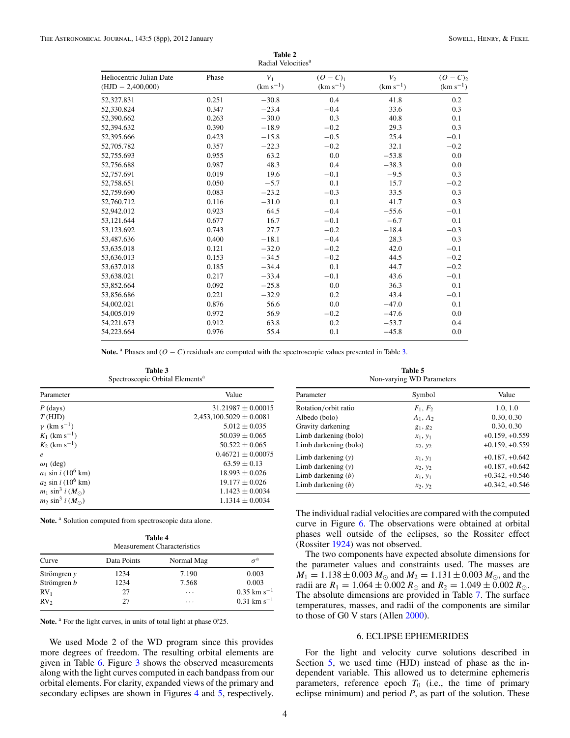**Table 2**
Radial Velocities[a]

| Heliocentric Julian Date (HJD − 2,400,000) | Phase | $V_1$ (km s$^{-1}$) | $(O-C)_1$ (km s$^{-1}$) | $V_2$ (km s$^{-1}$) | $(O-C)_2$ (km s$^{-1}$) |
|---|---|---|---|---|---|
| 52,327.831 | 0.251 | −30.8 | 0.4 | 41.8 | 0.2 |
| 52,330.824 | 0.347 | −23.4 | −0.4 | 33.6 | 0.3 |
| 52,390.662 | 0.263 | −30.0 | 0.3 | 40.8 | 0.1 |
| 52,394.632 | 0.390 | −18.9 | −0.2 | 29.3 | 0.3 |
| 52,395.666 | 0.423 | −15.8 | −0.5 | 25.4 | −0.1 |
| 52,705.782 | 0.357 | −22.3 | −0.2 | 32.1 | −0.2 |
| 52,755.693 | 0.955 | 63.2 | 0.0 | −53.8 | 0.0 |
| 52,756.688 | 0.987 | 48.3 | 0.4 | −38.3 | 0.0 |
| 52,757.691 | 0.019 | 19.6 | −0.1 | −9.5 | 0.3 |
| 52,758.651 | 0.050 | −5.7 | 0.1 | 15.7 | −0.2 |
| 52,759.690 | 0.083 | −23.2 | −0.3 | 33.5 | 0.3 |
| 52,760.712 | 0.116 | −31.0 | 0.1 | 41.7 | 0.3 |
| 52,942.012 | 0.923 | 64.5 | −0.4 | −55.6 | −0.1 |
| 53,121.644 | 0.677 | 16.7 | −0.1 | −6.7 | 0.1 |
| 53,123.692 | 0.743 | 27.7 | −0.2 | −18.4 | −0.3 |
| 53,487.636 | 0.400 | −18.1 | −0.4 | 28.3 | 0.3 |
| 53,635.018 | 0.121 | −32.0 | −0.2 | 42.0 | −0.1 |
| 53,636.013 | 0.153 | −34.5 | −0.2 | 44.5 | −0.2 |
| 53,637.018 | 0.185 | −34.4 | 0.1 | 44.7 | −0.2 |
| 53,638.021 | 0.217 | −33.4 | −0.1 | 43.6 | −0.1 |
| 53,852.664 | 0.092 | −25.8 | 0.0 | 36.3 | 0.1 |
| 53,856.686 | 0.221 | −32.9 | 0.2 | 43.4 | −0.1 |
| 54,002.021 | 0.876 | 56.6 | 0.0 | −47.0 | 0.1 |
| 54,005.019 | 0.972 | 56.9 | −0.2 | −47.6 | 0.0 |
| 54,221.673 | 0.912 | 63.8 | 0.2 | −53.7 | 0.4 |
| 54,223.664 | 0.976 | 55.4 | 0.1 | −45.8 | 0.0 |

**Note.** [a] Phases and $(O-C)$ residuals are computed with the spectroscopic values presented in Table 3.

**Table 3**
Spectroscopic Orbital Elements[a]

| Parameter | Value |
|---|---|
| $P$ (days) | 31.21987 ± 0.00015 |
| $T$ (HJD) | 2,453,100.5029 ± 0.0081 |
| $\gamma$ (km s$^{-1}$) | 5.012 ± 0.035 |
| $K_1$ (km s$^{-1}$) | 50.039 ± 0.065 |
| $K_2$ (km s$^{-1}$) | 50.522 ± 0.065 |
| $e$ | 0.46721 ± 0.00075 |
| $\omega_1$ (deg) | 63.59 ± 0.13 |
| $a_1 \sin i$ ($10^6$ km) | 18.993 ± 0.026 |
| $a_2 \sin i$ ($10^6$ km) | 19.177 ± 0.026 |
| $m_1 \sin^3 i$ ($M_\odot$) | 1.1423 ± 0.0034 |
| $m_2 \sin^3 i$ ($M_\odot$) | 1.1314 ± 0.0034 |

**Note.** [a] Solution computed from spectroscopic data alone.

**Table 4**
Measurement Characteristics

| Curve | Data Points | Normal Mag | $\sigma$[a] |
|---|---|---|---|
| Strömgren $y$ | 1234 | 7.190 | 0.003 |
| Strömgren $b$ | 1234 | 7.568 | 0.003 |
| RV$_1$ | 27 | ... | 0.35 km s$^{-1}$ |
| RV$_2$ | 27 | ... | 0.31 km s$^{-1}$ |

**Note.** [a] For the light curves, in units of total light at phase 0$^{\text{p}}$25.

We used Mode 2 of the WD program since this provides more degrees of freedom. The resulting orbital elements are given in Table 6. Figure 3 shows the observed measurements along with the light curves computed in each bandpass from our orbital elements. For clarity, expanded views of the primary and secondary eclipses are shown in Figures 4 and 5, respectively.

**Table 5**
Non-varying WD Parameters

| Parameter | Symbol | Value |
|---|---|---|
| Rotation/orbit ratio | $F_1$, $F_2$ | 1.0, 1.0 |
| Albedo (bolo) | $A_1$, $A_2$ | 0.30, 0.30 |
| Gravity darkening | $g_1$, $g_2$ | 0.30, 0.30 |
| Limb darkening (bolo) | $x_1$, $y_1$ | +0.159, +0.559 |
| Limb darkening (bolo) | $x_2$, $y_2$ | +0.159, +0.559 |
| Limb darkening ($y$) | $x_1$, $y_1$ | +0.187, +0.642 |
| Limb darkening ($y$) | $x_2$, $y_2$ | +0.187, +0.642 |
| Limb darkening ($b$) | $x_1$, $y_1$ | +0.342, +0.546 |
| Limb darkening ($b$) | $x_2$, $y_2$ | +0.342, +0.546 |

The individual radial velocities are compared with the computed curve in Figure 6. The observations were obtained at orbital phases well outside of the eclipses, so the Rossiter effect (Rossiter 1924) was not observed.

The two components have expected absolute dimensions for the parameter values and constraints used. The masses are $M_1 = 1.138 \pm 0.003\, M_\odot$ and $M_2 = 1.131 \pm 0.003\, M_\odot$, and the radii are $R_1 = 1.064 \pm 0.002\, R_\odot$ and $R_2 = 1.049 \pm 0.002\, R_\odot$. The absolute dimensions are provided in Table 7. The surface temperatures, masses, and radii of the components are similar to those of G0 V stars (Allen 2000).

## 6. ECLIPSE EPHEMERIDES

For the light and velocity curve solutions described in Section 5, we used time (HJD) instead of phase as the independent variable. This allowed us to determine ephemeris parameters, reference epoch $T_0$ (i.e., the time of primary eclipse minimum) and period $P$, as part of the solution. These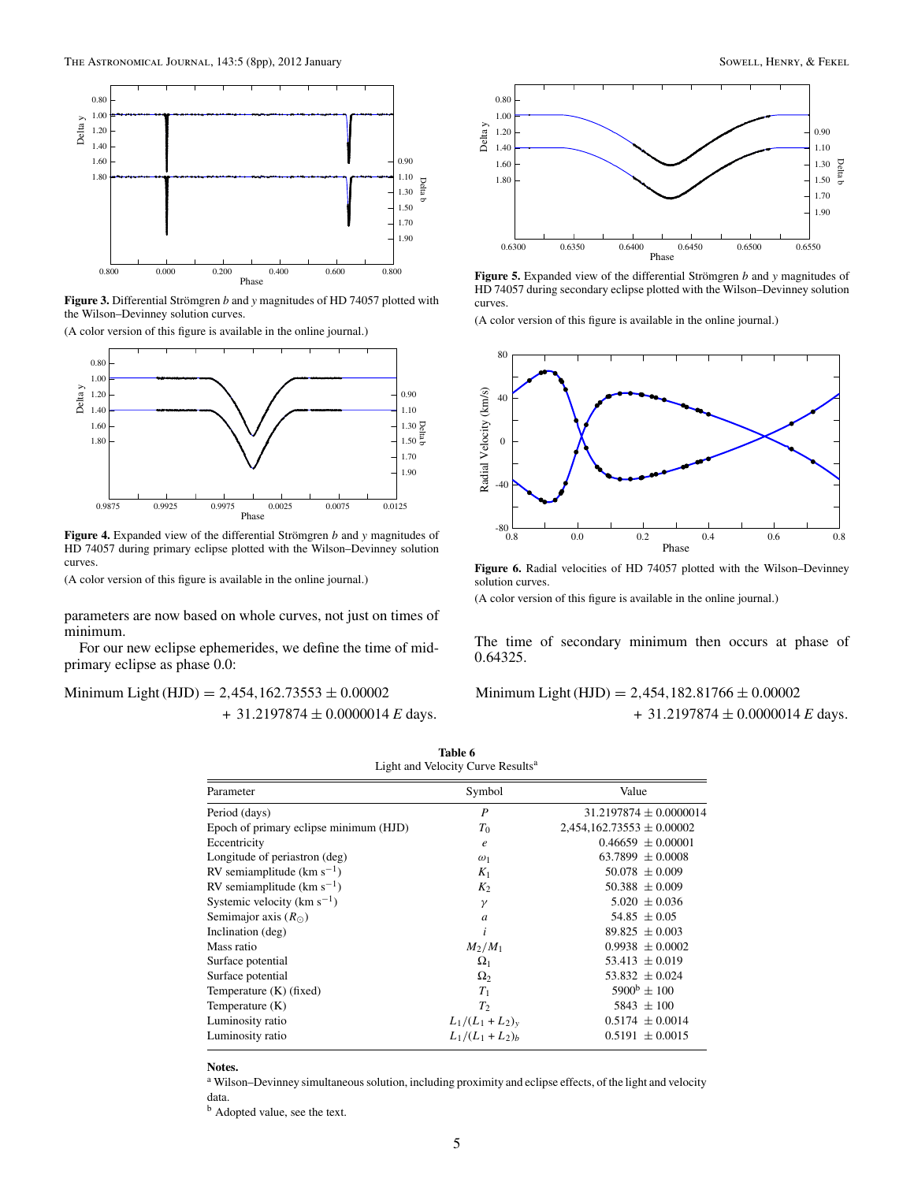Figure 3. Differential Strömgren $b$ and $y$ magnitudes of HD 74057 plotted with the Wilson–Devinney solution curves.

(A color version of this figure is available in the online journal.)

Figure 4. Expanded view of the differential Strömgren $b$ and $y$ magnitudes of HD 74057 during primary eclipse plotted with the Wilson–Devinney solution curves.

(A color version of this figure is available in the online journal.)

parameters are now based on whole curves, not just on times of minimum.

For our new eclipse ephemerides, we define the time of mid-primary eclipse as phase 0.0:

$$\text{Minimum Light (HJD)} = 2{,}454{,}162.73553 \pm 0.00002 + 31.2197874 \pm 0.0000014\, E \text{ days.}$$

Figure 5. Expanded view of the differential Strömgren $b$ and $y$ magnitudes of HD 74057 during secondary eclipse plotted with the Wilson–Devinney solution curves.

(A color version of this figure is available in the online journal.)

Figure 6. Radial velocities of HD 74057 plotted with the Wilson–Devinney solution curves.

(A color version of this figure is available in the online journal.)

The time of secondary minimum then occurs at phase of 0.64325.

$$\text{Minimum Light (HJD)} = 2{,}454{,}182.81766 \pm 0.00002 + 31.2197874 \pm 0.0000014\, E \text{ days.}$$

**Table 6**
Light and Velocity Curve Results[a]

| Parameter | Symbol | Value |
|---|---|---|
| Period (days) | $P$ | 31.2197874 ± 0.0000014 |
| Epoch of primary eclipse minimum (HJD) | $T_0$ | 2,454,162.73553 ± 0.00002 |
| Eccentricity | $e$ | 0.46659 ± 0.00001 |
| Longitude of periastron (deg) | $\omega_1$ | 63.7899 ± 0.0008 |
| RV semiamplitude (km s$^{-1}$) | $K_1$ | 50.078 ± 0.009 |
| RV semiamplitude (km s$^{-1}$) | $K_2$ | 50.388 ± 0.009 |
| Systemic velocity (km s$^{-1}$) | $\gamma$ | 5.020 ± 0.036 |
| Semimajor axis ($R_\odot$) | $a$ | 54.85 ± 0.05 |
| Inclination (deg) | $i$ | 89.825 ± 0.003 |
| Mass ratio | $M_2/M_1$ | 0.9938 ± 0.0002 |
| Surface potential | $\Omega_1$ | 53.413 ± 0.019 |
| Surface potential | $\Omega_2$ | 53.832 ± 0.024 |
| Temperature (K) (fixed) | $T_1$ | 5900[b] ± 100 |
| Temperature (K) | $T_2$ | 5843 ± 100 |
| Luminosity ratio | $L_1/(L_1 + L_2)_y$ | 0.5174 ± 0.0014 |
| Luminosity ratio | $L_1/(L_1 + L_2)_b$ | 0.5191 ± 0.0015 |

**Notes.**

[a] Wilson–Devinney simultaneous solution, including proximity and eclipse effects, of the light and velocity data.

[b] Adopted value, see the text.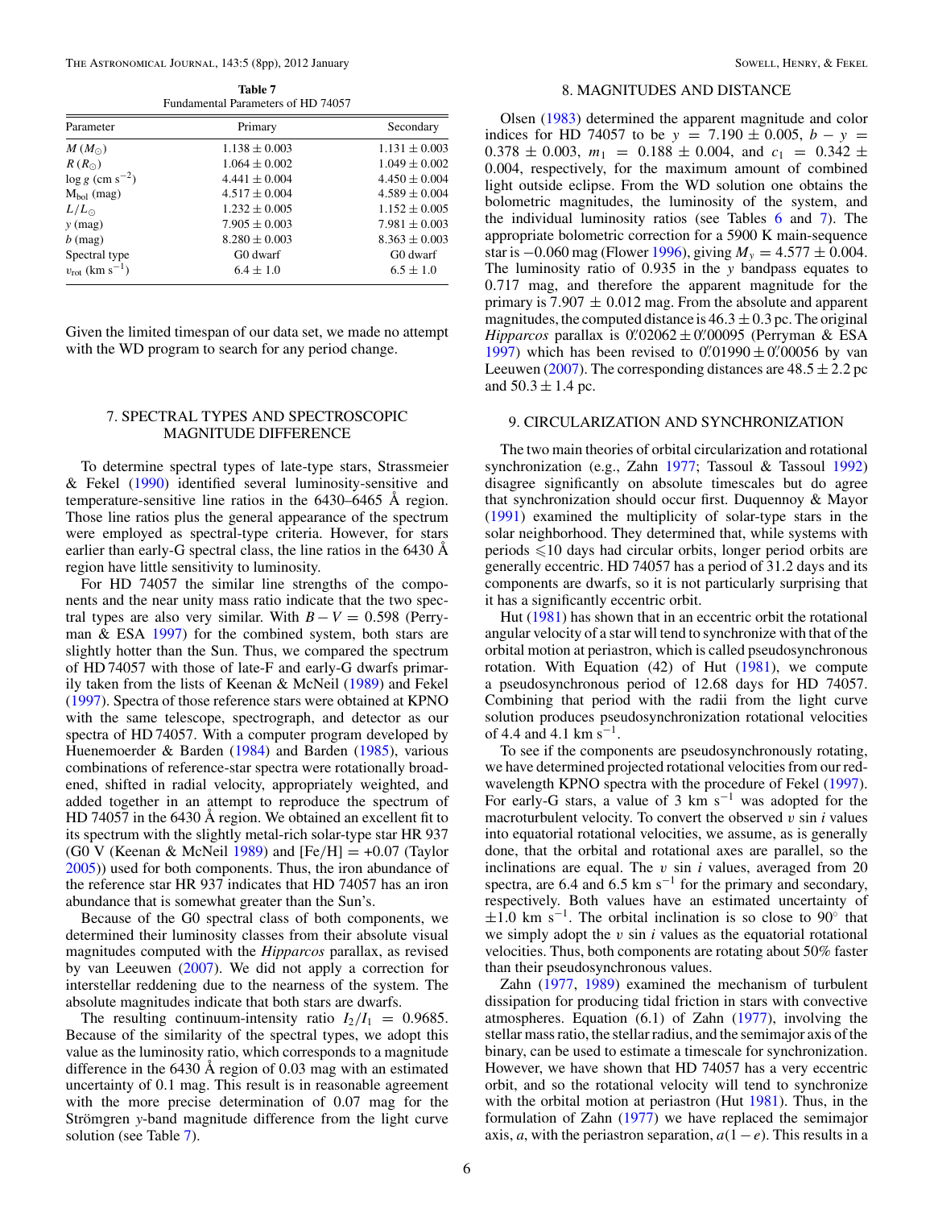**Table 7**
Fundamental Parameters of HD 74057

| Parameter | Primary | Secondary |
|---|---|---|
| $M$ ($M_\odot$) | $1.138 \pm 0.003$ | $1.131 \pm 0.003$ |
| $R$ ($R_\odot$) | $1.064 \pm 0.002$ | $1.049 \pm 0.002$ |
| $\log g$ (cm s$^{-2}$) | $4.441 \pm 0.004$ | $4.450 \pm 0.004$ |
| $M_{\rm bol}$ (mag) | $4.517 \pm 0.004$ | $4.589 \pm 0.004$ |
| $L/L_\odot$ | $1.232 \pm 0.005$ | $1.152 \pm 0.005$ |
| $y$ (mag) | $7.905 \pm 0.003$ | $7.981 \pm 0.003$ |
| $b$ (mag) | $8.280 \pm 0.003$ | $8.363 \pm 0.003$ |
| Spectral type | G0 dwarf | G0 dwarf |
| $v_{\rm rot}$ (km s$^{-1}$) | $6.4 \pm 1.0$ | $6.5 \pm 1.0$ |

Given the limited timespan of our data set, we made no attempt with the WD program to search for any period change.

## 7. SPECTRAL TYPES AND SPECTROSCOPIC MAGNITUDE DIFFERENCE

To determine spectral types of late-type stars, Strassmeier & Fekel (1990) identified several luminosity-sensitive and temperature-sensitive line ratios in the 6430–6465 Å region. Those line ratios plus the general appearance of the spectrum were employed as spectral-type criteria. However, for stars earlier than early-G spectral class, the line ratios in the 6430 Å region have little sensitivity to luminosity.

For HD 74057 the similar line strengths of the components and the near unity mass ratio indicate that the two spectral types are also very similar. With $B - V = 0.598$ (Perryman & ESA 1997) for the combined system, both stars are slightly hotter than the Sun. Thus, we compared the spectrum of HD 74057 with those of late-F and early-G dwarfs primarily taken from the lists of Keenan & McNeil (1989) and Fekel (1997). Spectra of those reference stars were obtained at KPNO with the same telescope, spectrograph, and detector as our spectra of HD 74057. With a computer program developed by Huenemoerder & Barden (1984) and Barden (1985), various combinations of reference-star spectra were rotationally broadened, shifted in radial velocity, appropriately weighted, and added together in an attempt to reproduce the spectrum of HD 74057 in the 6430 Å region. We obtained an excellent fit to its spectrum with the slightly metal-rich solar-type star HR 937 (G0 V (Keenan & McNeil 1989) and [Fe/H] = +0.07 (Taylor 2005)) used for both components. Thus, the iron abundance of the reference star HR 937 indicates that HD 74057 has an iron abundance that is somewhat greater than the Sun's.

Because of the G0 spectral class of both components, we determined their luminosity classes from their absolute visual magnitudes computed with the *Hipparcos* parallax, as revised by van Leeuwen (2007). We did not apply a correction for interstellar reddening due to the nearness of the system. The absolute magnitudes indicate that both stars are dwarfs.

The resulting continuum-intensity ratio $I_2/I_1 = 0.9685$. Because of the similarity of the spectral types, we adopt this value as the luminosity ratio, which corresponds to a magnitude difference in the 6430 Å region of 0.03 mag with an estimated uncertainty of 0.1 mag. This result is in reasonable agreement with the more precise determination of 0.07 mag for the Strömgren $y$-band magnitude difference from the light curve solution (see Table 7).

## 8. MAGNITUDES AND DISTANCE

Olsen (1983) determined the apparent magnitude and color indices for HD 74057 to be $y = 7.190 \pm 0.005$, $b - y = 0.378 \pm 0.003$, $m_1 = 0.188 \pm 0.004$, and $c_1 = 0.342 \pm 0.004$, respectively, for the maximum amount of combined light outside eclipse. From the WD solution one obtains the bolometric magnitudes, the luminosity of the system, and the individual luminosity ratios (see Tables 6 and 7). The appropriate bolometric correction for a 5900 K main-sequence star is −0.060 mag (Flower 1996), giving $M_y = 4.577 \pm 0.004$. The luminosity ratio of 0.935 in the $y$ bandpass equates to 0.717 mag, and therefore the apparent magnitude for the primary is 7.907 ± 0.012 mag. From the absolute and apparent magnitudes, the computed distance is 46.3 ± 0.3 pc. The original *Hipparcos* parallax is 0.″02062 ± 0.″00095 (Perryman & ESA 1997) which has been revised to 0.″01990 ± 0.″00056 by van Leeuwen (2007). The corresponding distances are 48.5 ± 2.2 pc and 50.3 ± 1.4 pc.

## 9. CIRCULARIZATION AND SYNCHRONIZATION

The two main theories of orbital circularization and rotational synchronization (e.g., Zahn 1977; Tassoul & Tassoul 1992) disagree significantly on absolute timescales but do agree that synchronization should occur first. Duquennoy & Mayor (1991) examined the multiplicity of solar-type stars in the solar neighborhood. They determined that, while systems with periods ⩽10 days had circular orbits, longer period orbits are generally eccentric. HD 74057 has a period of 31.2 days and its components are dwarfs, so it is not particularly surprising that it has a significantly eccentric orbit.

Hut (1981) has shown that in an eccentric orbit the rotational angular velocity of a star will tend to synchronize with that of the orbital motion at periastron, which is called pseudosynchronous rotation. With Equation (42) of Hut (1981), we compute a pseudosynchronous period of 12.68 days for HD 74057. Combining that period with the radii from the light curve solution produces pseudosynchronization rotational velocities of 4.4 and 4.1 km s$^{-1}$.

To see if the components are pseudosynchronously rotating, we have determined projected rotational velocities from our red-wavelength KPNO spectra with the procedure of Fekel (1997). For early-G stars, a value of 3 km s$^{-1}$ was adopted for the macroturbulent velocity. To convert the observed $v \sin i$ values into equatorial rotational velocities, we assume, as is generally done, that the orbital and rotational axes are parallel, so the inclinations are equal. The $v \sin i$ values, averaged from 20 spectra, are 6.4 and 6.5 km s$^{-1}$ for the primary and secondary, respectively. Both values have an estimated uncertainty of ±1.0 km s$^{-1}$. The orbital inclination is so close to 90° that we simply adopt the $v \sin i$ values as the equatorial rotational velocities. Thus, both components are rotating about 50% faster than their pseudosynchronous values.

Zahn (1977, 1989) examined the mechanism of turbulent dissipation for producing tidal friction in stars with convective atmospheres. Equation (6.1) of Zahn (1977), involving the stellar mass ratio, the stellar radius, and the semimajor axis of the binary, can be used to estimate a timescale for synchronization. However, we have shown that HD 74057 has a very eccentric orbit, and so the rotational velocity will tend to synchronize with the orbital motion at periastron (Hut 1981). Thus, in the formulation of Zahn (1977) we have replaced the semimajor axis, $a$, with the periastron separation, $a(1 - e)$. This results in a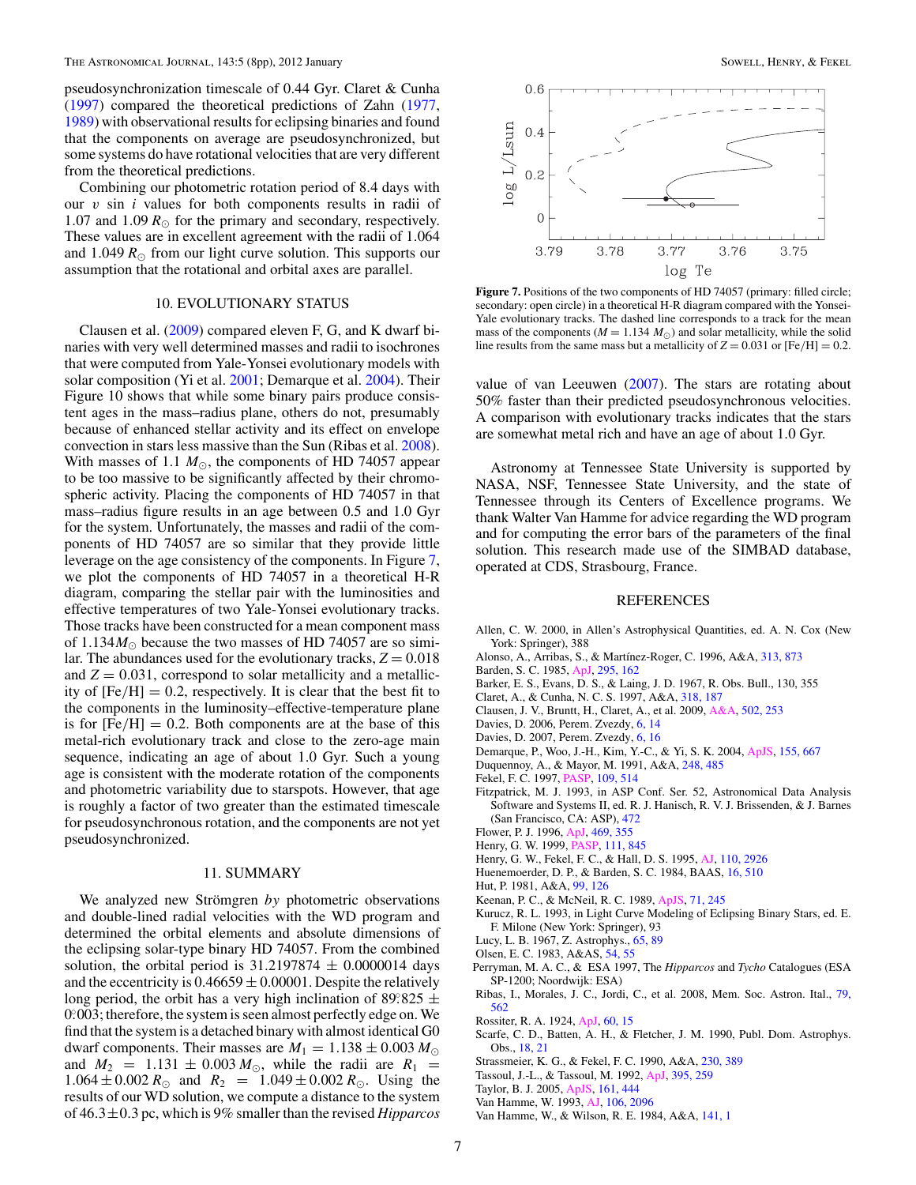pseudosynchronization timescale of 0.44 Gyr. Claret & Cunha (1997) compared the theoretical predictions of Zahn (1977, 1989) with observational results for eclipsing binaries and found that the components on average are pseudosynchronized, but some systems do have rotational velocities that are very different from the theoretical predictions.

Combining our photometric rotation period of 8.4 days with our $v \sin i$ values for both components results in radii of 1.07 and 1.09 $R_{\odot}$ for the primary and secondary, respectively. These values are in excellent agreement with the radii of 1.064 and 1.049 $R_{\odot}$ from our light curve solution. This supports our assumption that the rotational and orbital axes are parallel.

## 10. EVOLUTIONARY STATUS

Clausen et al. (2009) compared eleven F, G, and K dwarf binaries with very well determined masses and radii to isochrones that were computed from Yale-Yonsei evolutionary models with solar composition (Yi et al. 2001; Demarque et al. 2004). Their Figure 10 shows that while some binary pairs produce consistent ages in the mass–radius plane, others do not, presumably because of enhanced stellar activity and its effect on envelope convection in stars less massive than the Sun (Ribas et al. 2008). With masses of 1.1 $M_{\odot}$, the components of HD 74057 appear to be too massive to be significantly affected by their chromospheric activity. Placing the components of HD 74057 in that mass–radius figure results in an age between 0.5 and 1.0 Gyr for the system. Unfortunately, the masses and radii of the components of HD 74057 are so similar that they provide little leverage on the age consistency of the components. In Figure 7, we plot the components of HD 74057 in a theoretical H-R diagram, comparing the stellar pair with the luminosities and effective temperatures of two Yale-Yonsei evolutionary tracks. Those tracks have been constructed for a mean component mass of $1.134 M_{\odot}$ because the two masses of HD 74057 are so similar. The abundances used for the evolutionary tracks, $Z = 0.018$ and $Z = 0.031$, correspond to solar metallicity and a metallicity of $[\mathrm{Fe/H}] = 0.2$, respectively. It is clear that the best fit to the components in the luminosity–effective-temperature plane is for $[\mathrm{Fe/H}] = 0.2$. Both components are at the base of this metal-rich evolutionary track and close to the zero-age main sequence, indicating an age of about 1.0 Gyr. Such a young age is consistent with the moderate rotation of the components and photometric variability due to starspots. However, that age is roughly a factor of two greater than the estimated timescale for pseudosynchronous rotation, and the components are not yet pseudosynchronized.

**Figure 7.** Positions of the two components of HD 74057 (primary: filled circle; secondary: open circle) in a theoretical H-R diagram compared with the Yonsei-Yale evolutionary tracks. The dashed line corresponds to a track for the mean mass of the components ($M = 1.134\ M_{\odot}$) and solar metallicity, while the solid line results from the same mass but a metallicity of $Z = 0.031$ or $[\mathrm{Fe/H}] = 0.2$.

## 11. SUMMARY

We analyzed new Strömgren *by* photometric observations and double-lined radial velocities with the WD program and determined the orbital elements and absolute dimensions of the eclipsing solar-type binary HD 74057. From the combined solution, the orbital period is $31.2197874 \pm 0.0000014$ days and the eccentricity is $0.46659 \pm 0.00001$. Despite the relatively long period, the orbit has a very high inclination of $89\overset{\circ}{.}825 \pm 0\overset{\circ}{.}003$; therefore, the system is seen almost perfectly edge on. We find that the system is a detached binary with almost identical G0 dwarf components. Their masses are $M_1 = 1.138 \pm 0.003\ M_{\odot}$ and $M_2 = 1.131 \pm 0.003\ M_{\odot}$, while the radii are $R_1 = 1.064 \pm 0.002\ R_{\odot}$ and $R_2 = 1.049 \pm 0.002\ R_{\odot}$. Using the results of our WD solution, we compute a distance to the system of $46.3 \pm 0.3$ pc, which is 9% smaller than the revised *Hipparcos* value of van Leeuwen (2007). The stars are rotating about 50% faster than their predicted pseudosynchronous velocities. A comparison with evolutionary tracks indicates that the stars are somewhat metal rich and have an age of about 1.0 Gyr.

Astronomy at Tennessee State University is supported by NASA, NSF, Tennessee State University, and the state of Tennessee through its Centers of Excellence programs. We thank Walter Van Hamme for advice regarding the WD program and for computing the error bars of the parameters of the final solution. This research made use of the SIMBAD database, operated at CDS, Strasbourg, France.

## REFERENCES

Allen, C. W. 2000, in Allen's Astrophysical Quantities, ed. A. N. Cox (New York: Springer), 388
Alonso, A., Arribas, S., & Martínez-Roger, C. 1996, A&A, 313, 873
Barden, S. C. 1985, ApJ, 295, 162
Barker, E. S., Evans, D. S., & Laing, J. D. 1967, R. Obs. Bull., 130, 355
Claret, A., & Cunha, N. C. S. 1997, A&A, 318, 187
Clausen, J. V., Bruntt, H., Claret, A., et al. 2009, A&A, 502, 253
Davies, D. 2006, Perem. Zvezdy, 6, 14
Davies, D. 2007, Perem. Zvezdy, 6, 16
Demarque, P., Woo, J.-H., Kim, Y.-C., & Yi, S. K. 2004, ApJS, 155, 667
Duquennoy, A., & Mayor, M. 1991, A&A, 248, 485
Fekel, F. C. 1997, PASP, 109, 514
Fitzpatrick, M. J. 1993, in ASP Conf. Ser. 52, Astronomical Data Analysis Software and Systems II, ed. R. J. Hanisch, R. V. J. Brissenden, & J. Barnes (San Francisco, CA: ASP), 472
Flower, P. J. 1996, ApJ, 469, 355
Henry, G. W. 1999, PASP, 111, 845
Henry, G. W., Fekel, F. C., & Hall, D. S. 1995, AJ, 110, 2926
Huenemoerder, D. P., & Barden, S. C. 1984, BAAS, 16, 510
Hut, P. 1981, A&A, 99, 126
Keenan, P. C., & McNeil, R. C. 1989, ApJS, 71, 245
Kurucz, R. L. 1993, in Light Curve Modeling of Eclipsing Binary Stars, ed. E. F. Milone (New York: Springer), 93
Lucy, L. B. 1967, Z. Astrophys., 65, 89
Olsen, E. C. 1983, A&AS, 54, 55
Perryman, M. A. C., & ESA 1997, The *Hipparcos* and *Tycho* Catalogues (ESA SP-1200; Noordwijk: ESA)
Ribas, I., Morales, J. C., Jordi, C., et al. 2008, Mem. Soc. Astron. Ital., 79, 562
Rossiter, R. A. 1924, ApJ, 60, 15
Scarfe, C. D., Batten, A. H., & Fletcher, J. M. 1990, Publ. Dom. Astrophys. Obs., 18, 21
Strassmeier, K. G., & Fekel, F. C. 1990, A&A, 230, 389
Tassoul, J.-L., & Tassoul, M. 1992, ApJ, 395, 259
Taylor, B. J. 2005, ApJS, 161, 444
Van Hamme, W. 1993, AJ, 106, 2096
Van Hamme, W., & Wilson, R. E. 1984, A&A, 141, 1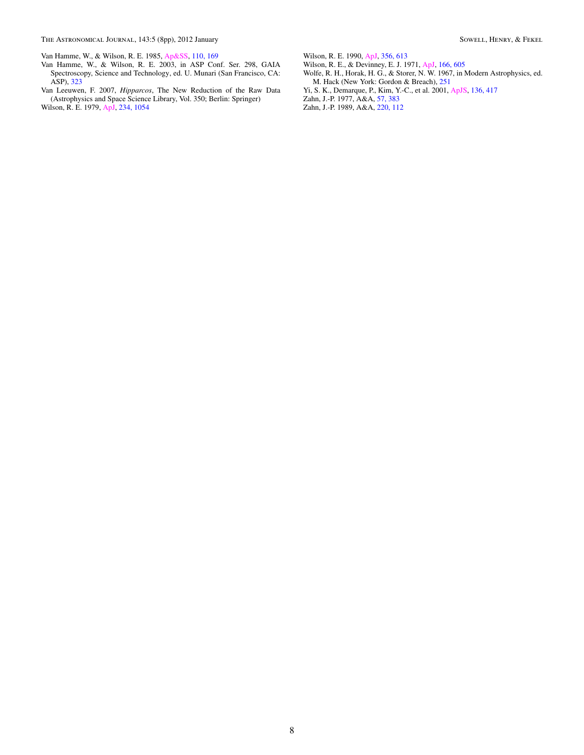Van Hamme, W., & Wilson, R. E. 1985, Ap&SS, 110, 169

Van Hamme, W., & Wilson, R. E. 2003, in ASP Conf. Ser. 298, GAIA Spectroscopy, Science and Technology, ed. U. Munari (San Francisco, CA: ASP), 323

Van Leeuwen, F. 2007, *Hipparcos*, The New Reduction of the Raw Data (Astrophysics and Space Science Library, Vol. 350; Berlin: Springer)

Wilson, R. E. 1979, ApJ, 234, 1054

Wilson, R. E. 1990, ApJ, 356, 613

Wilson, R. E., & Devinney, E. J. 1971, ApJ, 166, 605

Wolfe, R. H., Horak, H. G., & Storer, N. W. 1967, in Modern Astrophysics, ed. M. Hack (New York: Gordon & Breach), 251

Yi, S. K., Demarque, P., Kim, Y.-C., et al. 2001, ApJS, 136, 417

Zahn, J.-P. 1977, A&A, 57, 383

Zahn, J.-P. 1989, A&A, 220, 112